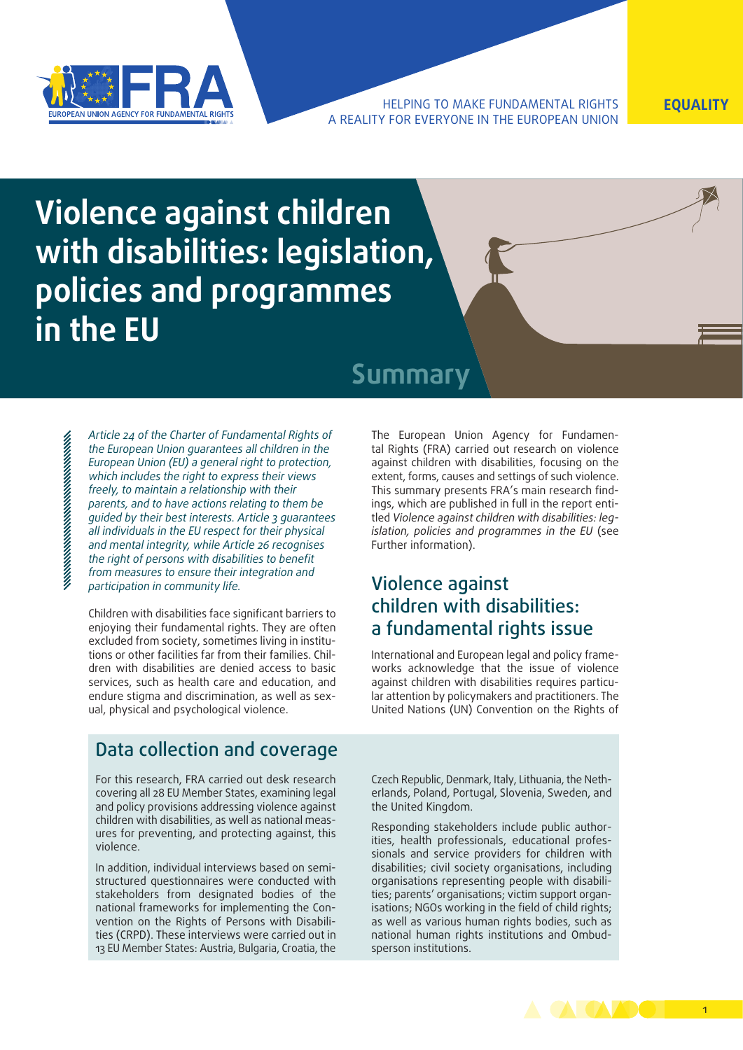EUROPEAN UNION AGENCY FOR FUNDAMENTAL RIGHTS

HELPING TO MAKE FUNDAMENTAL RIGHTS A REALITY FOR EVERYONE IN THE EUROPEAN UNION

**EQUALITY**

# Violence against children with disabilities: legislation, policies and programmes in the EU

## Summary

*Article 24 of the Charter of Fundamental Rights of the European Union guarantees all children in the European Union (EU) a general right to protection, which includes the right to express their views freely, to maintain a relationship with their parents, and to have actions relating to them be guided by their best interests. Article 3 guarantees all individuals in the EU respect for their physical and mental integrity, while Article 26 recognises the right of persons with disabilities to benefit from measures to ensure their integration and participation in community life.*

Children with disabilities face significant barriers to enjoying their fundamental rights. They are often excluded from society, sometimes living in institutions or other facilities far from their families. Children with disabilities are denied access to basic services, such as health care and education, and endure stigma and discrimination, as well as sexual, physical and psychological violence.

The European Union Agency for Fundamental Rights (FRA) carried out research on violence against children with disabilities, focusing on the extent, forms, causes and settings of such violence. This summary presents FRA's main research findings, which are published in full in the report entitled *Violence against children with disabilities: legislation, policies and programmes in the EU* (see Further information).

## Violence against children with disabilities: a fundamental rights issue

International and European legal and policy frameworks acknowledge that the issue of violence against children with disabilities requires particular attention by policymakers and practitioners. The United Nations (UN) Convention on the Rights of

## Data collection and coverage

For this research, FRA carried out desk research covering all 28 EU Member States, examining legal and policy provisions addressing violence against children with disabilities, as well as national measures for preventing, and protecting against, this violence.

In addition, individual interviews based on semi-structured questionnaires were conducted with stakeholders from designated bodies of the national frameworks for implementing the Convention on the Rights of Persons with Disabilities (CRPD). These interviews were carried out in 13 EU Member States: Austria, Bulgaria, Croatia, the Czech Republic, Denmark, Italy, Lithuania, the Netherlands, Poland, Portugal, Slovenia, Sweden, and the United Kingdom.

Responding stakeholders include public authorities, health professionals, educational professionals and service providers for children with disabilities; civil society organisations, including organisations representing people with disabilities; parents' organisations; victim support organisations; NGOs working in the field of child rights; as well as various human rights bodies, such as national human rights institutions and Ombudsperson institutions.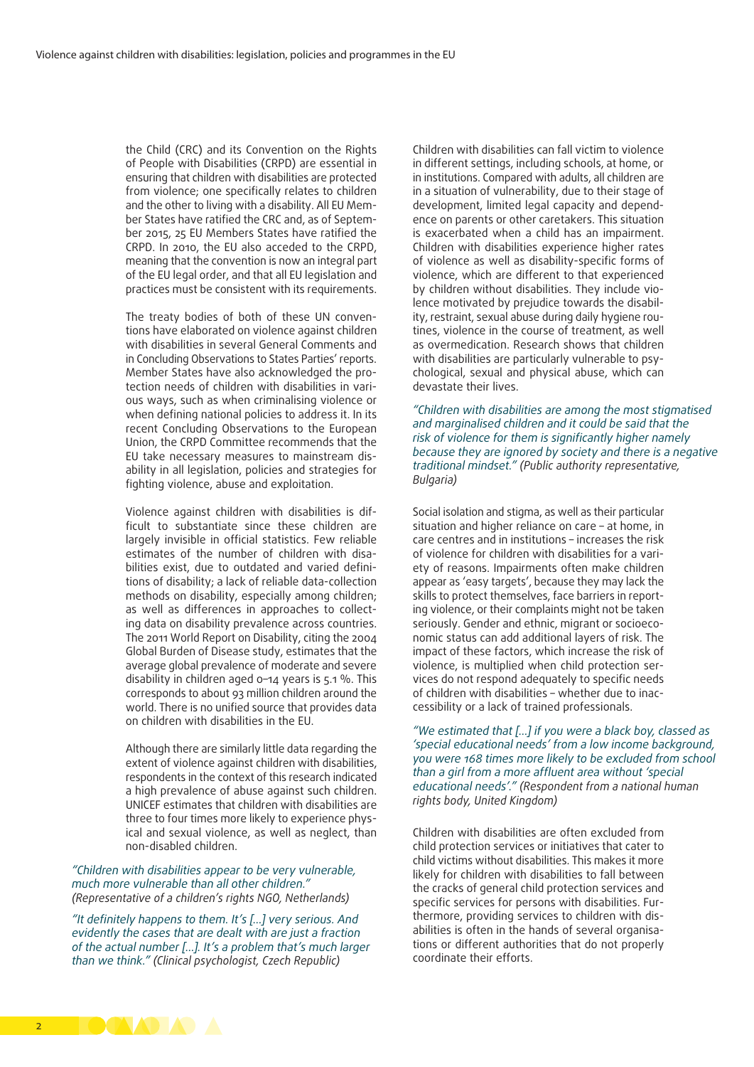the Child (CRC) and its Convention on the Rights of People with Disabilities (CRPD) are essential in ensuring that children with disabilities are protected from violence; one specifically relates to children and the other to living with a disability. All EU Member States have ratified the CRC and, as of September 2015, 25 EU Members States have ratified the CRPD. In 2010, the EU also acceded to the CRPD, meaning that the convention is now an integral part of the EU legal order, and that all EU legislation and practices must be consistent with its requirements.

The treaty bodies of both of these UN conventions have elaborated on violence against children with disabilities in several General Comments and in Concluding Observations to States Parties' reports. Member States have also acknowledged the protection needs of children with disabilities in various ways, such as when criminalising violence or when defining national policies to address it. In its recent Concluding Observations to the European Union, the CRPD Committee recommends that the EU take necessary measures to mainstream disability in all legislation, policies and strategies for fighting violence, abuse and exploitation.

Violence against children with disabilities is difficult to substantiate since these children are largely invisible in official statistics. Few reliable estimates of the number of children with disabilities exist, due to outdated and varied definitions of disability; a lack of reliable data-collection methods on disability, especially among children; as well as differences in approaches to collecting data on disability prevalence across countries. The 2011 World Report on Disability, citing the 2004 Global Burden of Disease study, estimates that the average global prevalence of moderate and severe disability in children aged 0–14 years is 5.1 %. This corresponds to about 93 million children around the world. There is no unified source that provides data on children with disabilities in the EU.

Although there are similarly little data regarding the extent of violence against children with disabilities, respondents in the context of this research indicated a high prevalence of abuse against such children. UNICEF estimates that children with disabilities are three to four times more likely to experience physical and sexual violence, as well as neglect, than non-disabled children.

*"Children with disabilities appear to be very vulnerable, much more vulnerable than all other children."* (Representative of a children's rights NGO, Netherlands)

*"It definitely happens to them. It's […] very serious. And evidently the cases that are dealt with are just a fraction of the actual number […]. It's a problem that's much larger than we think."* (Clinical psychologist, Czech Republic)

Children with disabilities can fall victim to violence in different settings, including schools, at home, or in institutions. Compared with adults, all children are in a situation of vulnerability, due to their stage of development, limited legal capacity and dependence on parents or other caretakers. This situation is exacerbated when a child has an impairment. Children with disabilities experience higher rates of violence as well as disability-specific forms of violence, which are different to that experienced by children without disabilities. They include violence motivated by prejudice towards the disability, restraint, sexual abuse during daily hygiene routines, violence in the course of treatment, as well as overmedication. Research shows that children with disabilities are particularly vulnerable to psychological, sexual and physical abuse, which can devastate their lives.

*"Children with disabilities are among the most stigmatised and marginalised children and it could be said that the risk of violence for them is significantly higher namely because they are ignored by society and there is a negative traditional mindset."* (Public authority representative, Bulgaria)

Social isolation and stigma, as well as their particular situation and higher reliance on care – at home, in care centres and in institutions – increases the risk of violence for children with disabilities for a variety of reasons. Impairments often make children appear as 'easy targets', because they may lack the skills to protect themselves, face barriers in reporting violence, or their complaints might not be taken seriously. Gender and ethnic, migrant or socioeconomic status can add additional layers of risk. The impact of these factors, which increase the risk of violence, is multiplied when child protection services do not respond adequately to specific needs of children with disabilities – whether due to inaccessibility or a lack of trained professionals.

*"We estimated that […] if you were a black boy, classed as 'special educational needs' from a low income background, you were 168 times more likely to be excluded from school than a girl from a more affluent area without 'special educational needs'."* (Respondent from a national human rights body, United Kingdom)

Children with disabilities are often excluded from child protection services or initiatives that cater to child victims without disabilities. This makes it more likely for children with disabilities to fall between the cracks of general child protection services and specific services for persons with disabilities. Furthermore, providing services to children with disabilities is often in the hands of several organisations or different authorities that do not properly coordinate their efforts.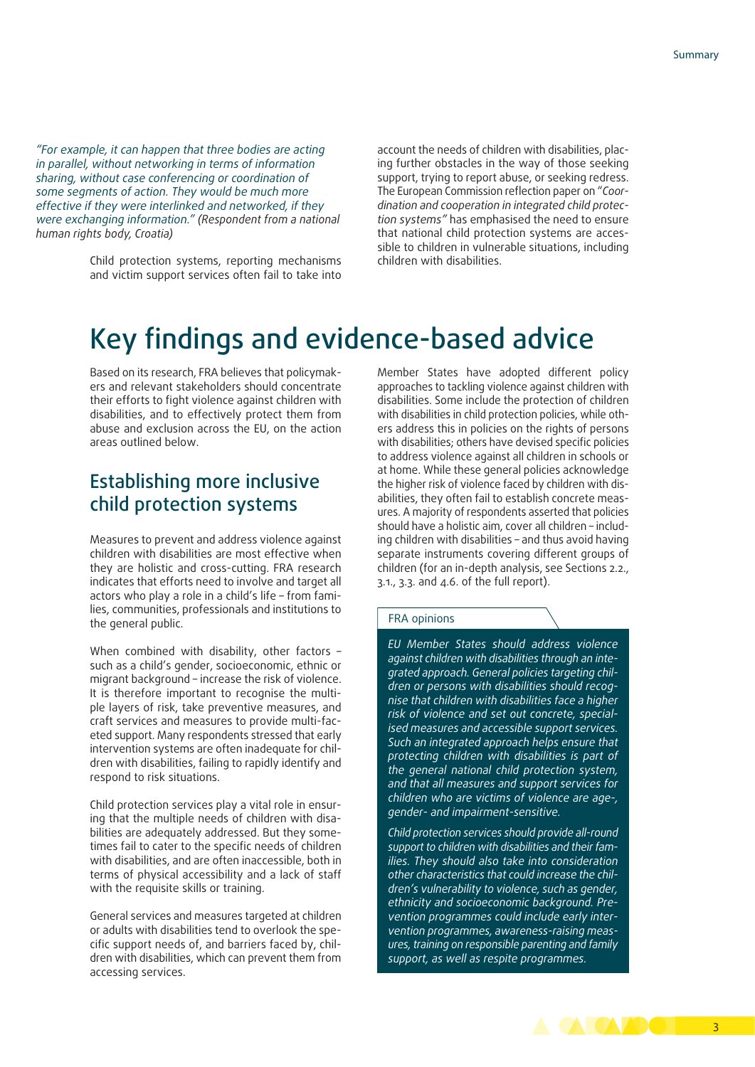*"For example, it can happen that three bodies are acting in parallel, without networking in terms of information sharing, without case conferencing or coordination of some segments of action. They would be much more effective if they were interlinked and networked, if they were exchanging information."* (Respondent from a national human rights body, Croatia)

Child protection systems, reporting mechanisms and victim support services often fail to take into account the needs of children with disabilities, placing further obstacles in the way of those seeking support, trying to report abuse, or seeking redress. The European Commission reflection paper on *"Coordination and cooperation in integrated child protection systems"* has emphasised the need to ensure that national child protection systems are accessible to children in vulnerable situations, including children with disabilities.

# Key findings and evidence-based advice

Based on its research, FRA believes that policymakers and relevant stakeholders should concentrate their efforts to fight violence against children with disabilities, and to effectively protect them from abuse and exclusion across the EU, on the action areas outlined below.

## Establishing more inclusive child protection systems

Measures to prevent and address violence against children with disabilities are most effective when they are holistic and cross-cutting. FRA research indicates that efforts need to involve and target all actors who play a role in a child's life – from families, communities, professionals and institutions to the general public.

When combined with disability, other factors – such as a child's gender, socioeconomic, ethnic or migrant background – increase the risk of violence. It is therefore important to recognise the multiple layers of risk, take preventive measures, and craft services and measures to provide multi-faceted support. Many respondents stressed that early intervention systems are often inadequate for children with disabilities, failing to rapidly identify and respond to risk situations.

Child protection services play a vital role in ensuring that the multiple needs of children with disabilities are adequately addressed. But they sometimes fail to cater to the specific needs of children with disabilities, and are often inaccessible, both in terms of physical accessibility and a lack of staff with the requisite skills or training.

General services and measures targeted at children or adults with disabilities tend to overlook the specific support needs of, and barriers faced by, children with disabilities, which can prevent them from accessing services.

Member States have adopted different policy approaches to tackling violence against children with disabilities. Some include the protection of children with disabilities in child protection policies, while others address this in policies on the rights of persons with disabilities; others have devised specific policies to address violence against all children in schools or at home. While these general policies acknowledge the higher risk of violence faced by children with disabilities, they often fail to establish concrete measures. A majority of respondents asserted that policies should have a holistic aim, cover all children – including children with disabilities – and thus avoid having separate instruments covering different groups of children (for an in-depth analysis, see Sections 2.2., 3.1., 3.3. and 4.6. of the full report).

**FRA opinions**

*EU Member States should address violence against children with disabilities through an integrated approach. General policies targeting children or persons with disabilities should recognise that children with disabilities face a higher risk of violence and set out concrete, specialised measures and accessible support services. Such an integrated approach helps ensure that protecting children with disabilities is part of the general national child protection system, and that all measures and support services for children who are victims of violence are age-, gender- and impairment-sensitive.*

*Child protection services should provide all-round support to children with disabilities and their families. They should also take into consideration other characteristics that could increase the children's vulnerability to violence, such as gender, ethnicity and socioeconomic background. Prevention programmes could include early intervention programmes, awareness-raising measures, training on responsible parenting and family support, as well as respite programmes.*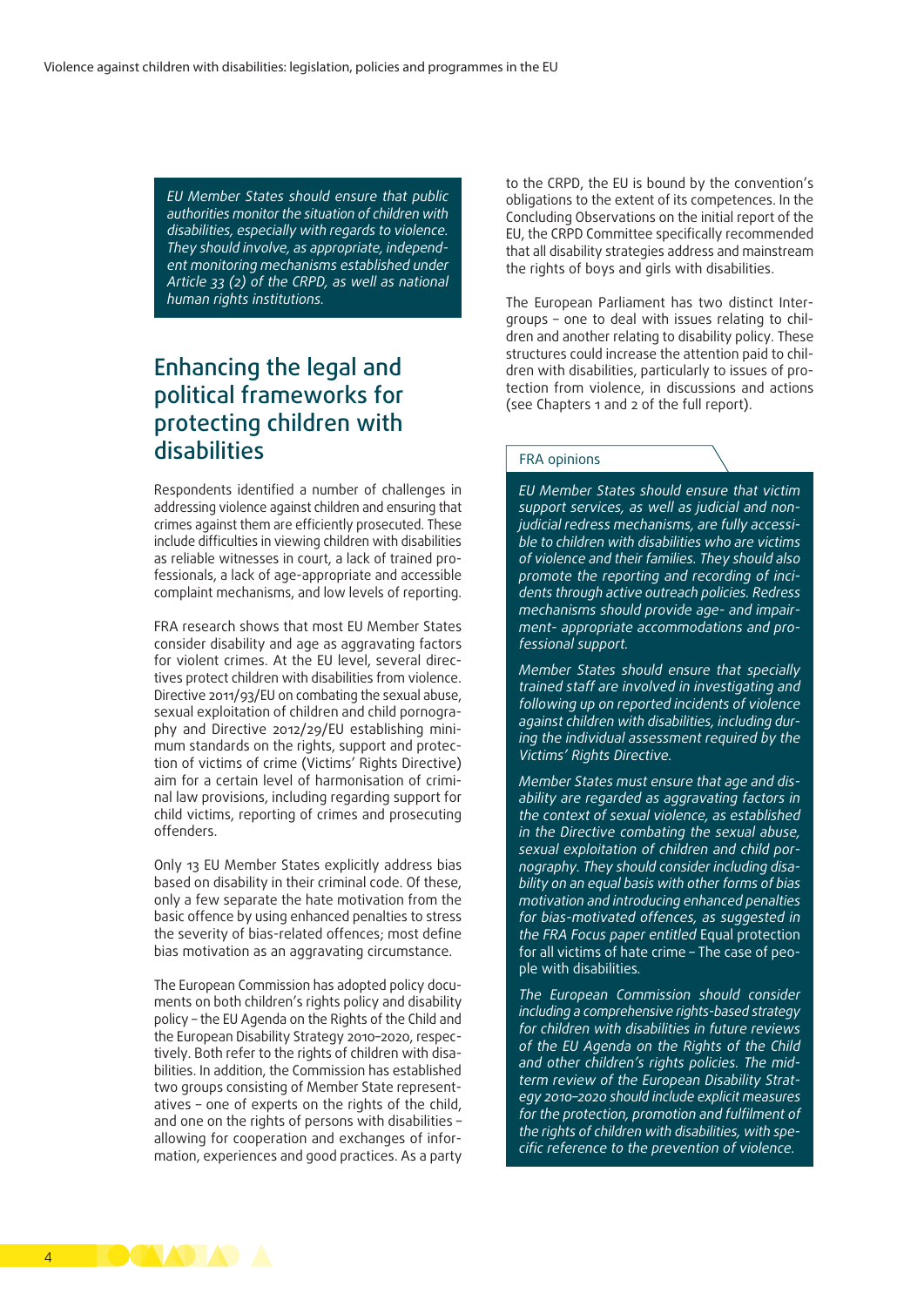*EU Member States should ensure that public authorities monitor the situation of children with disabilities, especially with regards to violence. They should involve, as appropriate, independent monitoring mechanisms established under Article 33 (2) of the CRPD, as well as national human rights institutions.*

## Enhancing the legal and political frameworks for protecting children with disabilities

Respondents identified a number of challenges in addressing violence against children and ensuring that crimes against them are efficiently prosecuted. These include difficulties in viewing children with disabilities as reliable witnesses in court, a lack of trained professionals, a lack of age-appropriate and accessible complaint mechanisms, and low levels of reporting.

FRA research shows that most EU Member States consider disability and age as aggravating factors for violent crimes. At the EU level, several directives protect children with disabilities from violence. Directive 2011/93/EU on combating the sexual abuse, sexual exploitation of children and child pornography and Directive 2012/29/EU establishing minimum standards on the rights, support and protection of victims of crime (Victims' Rights Directive) aim for a certain level of harmonisation of criminal law provisions, including regarding support for child victims, reporting of crimes and prosecuting offenders.

Only 13 EU Member States explicitly address bias based on disability in their criminal code. Of these, only a few separate the hate motivation from the basic offence by using enhanced penalties to stress the severity of bias-related offences; most define bias motivation as an aggravating circumstance.

The European Commission has adopted policy documents on both children's rights policy and disability policy – the EU Agenda on the Rights of the Child and the European Disability Strategy 2010–2020, respectively. Both refer to the rights of children with disabilities. In addition, the Commission has established two groups consisting of Member State representatives – one of experts on the rights of the child, and one on the rights of persons with disabilities – allowing for cooperation and exchanges of information, experiences and good practices. As a party to the CRPD, the EU is bound by the convention's obligations to the extent of its competences. In the Concluding Observations on the initial report of the EU, the CRPD Committee specifically recommended that all disability strategies address and mainstream the rights of boys and girls with disabilities.

The European Parliament has two distinct Intergroups – one to deal with issues relating to children and another relating to disability policy. These structures could increase the attention paid to children with disabilities, particularly to issues of protection from violence, in discussions and actions (see Chapters 1 and 2 of the full report).

### FRA opinions

*EU Member States should ensure that victim support services, as well as judicial and non-judicial redress mechanisms, are fully accessible to children with disabilities who are victims of violence and their families. They should also promote the reporting and recording of incidents through active outreach policies. Redress mechanisms should provide age- and impairment- appropriate accommodations and professional support.*

*Member States should ensure that specially trained staff are involved in investigating and following up on reported incidents of violence against children with disabilities, including during the individual assessment required by the Victims' Rights Directive.*

*Member States must ensure that age and disability are regarded as aggravating factors in the context of sexual violence, as established in the Directive combating the sexual abuse, sexual exploitation of children and child pornography. They should consider including disability on an equal basis with other forms of bias motivation and introducing enhanced penalties for bias-motivated offences, as suggested in the FRA Focus paper entitled* Equal protection for all victims of hate crime – The case of people with disabilities*.*

*The European Commission should consider including a comprehensive rights-based strategy for children with disabilities in future reviews of the EU Agenda on the Rights of the Child and other children's rights policies. The mid-term review of the European Disability Strategy 2010–2020 should include explicit measures for the protection, promotion and fulfilment of the rights of children with disabilities, with specific reference to the prevention of violence.*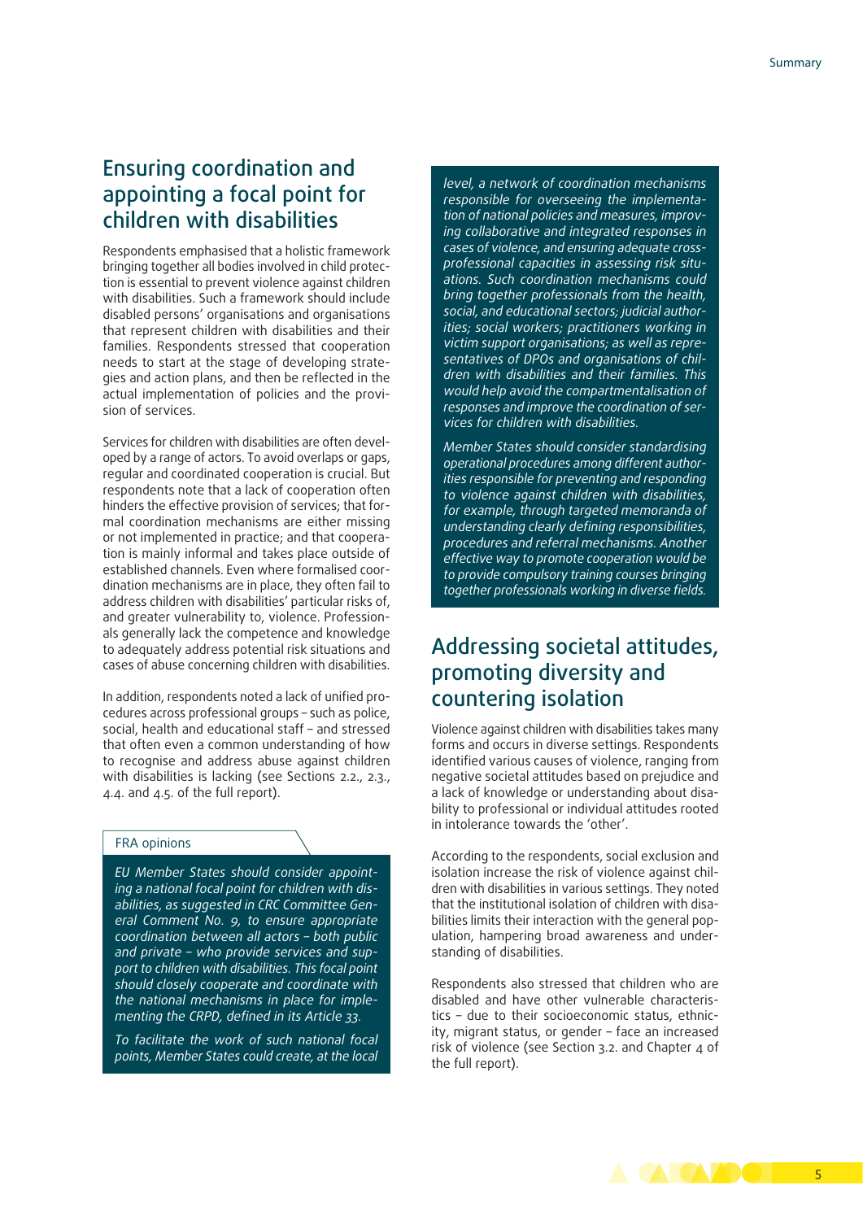## Ensuring coordination and appointing a focal point for children with disabilities

Respondents emphasised that a holistic framework bringing together all bodies involved in child protection is essential to prevent violence against children with disabilities. Such a framework should include disabled persons' organisations and organisations that represent children with disabilities and their families. Respondents stressed that cooperation needs to start at the stage of developing strategies and action plans, and then be reflected in the actual implementation of policies and the provision of services.

Services for children with disabilities are often developed by a range of actors. To avoid overlaps or gaps, regular and coordinated cooperation is crucial. But respondents note that a lack of cooperation often hinders the effective provision of services; that formal coordination mechanisms are either missing or not implemented in practice; and that cooperation is mainly informal and takes place outside of established channels. Even where formalised coordination mechanisms are in place, they often fail to address children with disabilities' particular risks of, and greater vulnerability to, violence. Professionals generally lack the competence and knowledge to adequately address potential risk situations and cases of abuse concerning children with disabilities.

In addition, respondents noted a lack of unified procedures across professional groups – such as police, social, health and educational staff – and stressed that often even a common understanding of how to recognise and address abuse against children with disabilities is lacking (see Sections 2.2., 2.3., 4.4. and 4.5. of the full report).

**FRA opinions**

*EU Member States should consider appointing a national focal point for children with disabilities, as suggested in CRC Committee General Comment No. 9, to ensure appropriate coordination between all actors – both public and private – who provide services and support to children with disabilities. This focal point should closely cooperate and coordinate with the national mechanisms in place for implementing the CRPD, defined in its Article 33.*

*To facilitate the work of such national focal points, Member States could create, at the local level, a network of coordination mechanisms responsible for overseeing the implementation of national policies and measures, improving collaborative and integrated responses in cases of violence, and ensuring adequate cross-professional capacities in assessing risk situations. Such coordination mechanisms could bring together professionals from the health, social, and educational sectors; judicial authorities; social workers; practitioners working in victim support organisations; as well as representatives of DPOs and organisations of children with disabilities and their families. This would help avoid the compartmentalisation of responses and improve the coordination of services for children with disabilities.*

*Member States should consider standardising operational procedures among different authorities responsible for preventing and responding to violence against children with disabilities, for example, through targeted memoranda of understanding clearly defining responsibilities, procedures and referral mechanisms. Another effective way to promote cooperation would be to provide compulsory training courses bringing together professionals working in diverse fields.*

## Addressing societal attitudes, promoting diversity and countering isolation

Violence against children with disabilities takes many forms and occurs in diverse settings. Respondents identified various causes of violence, ranging from negative societal attitudes based on prejudice and a lack of knowledge or understanding about disability to professional or individual attitudes rooted in intolerance towards the 'other'.

According to the respondents, social exclusion and isolation increase the risk of violence against children with disabilities in various settings. They noted that the institutional isolation of children with disabilities limits their interaction with the general population, hampering broad awareness and understanding of disabilities.

Respondents also stressed that children who are disabled and have other vulnerable characteristics – due to their socioeconomic status, ethnicity, migrant status, or gender – face an increased risk of violence (see Section 3.2. and Chapter 4 of the full report).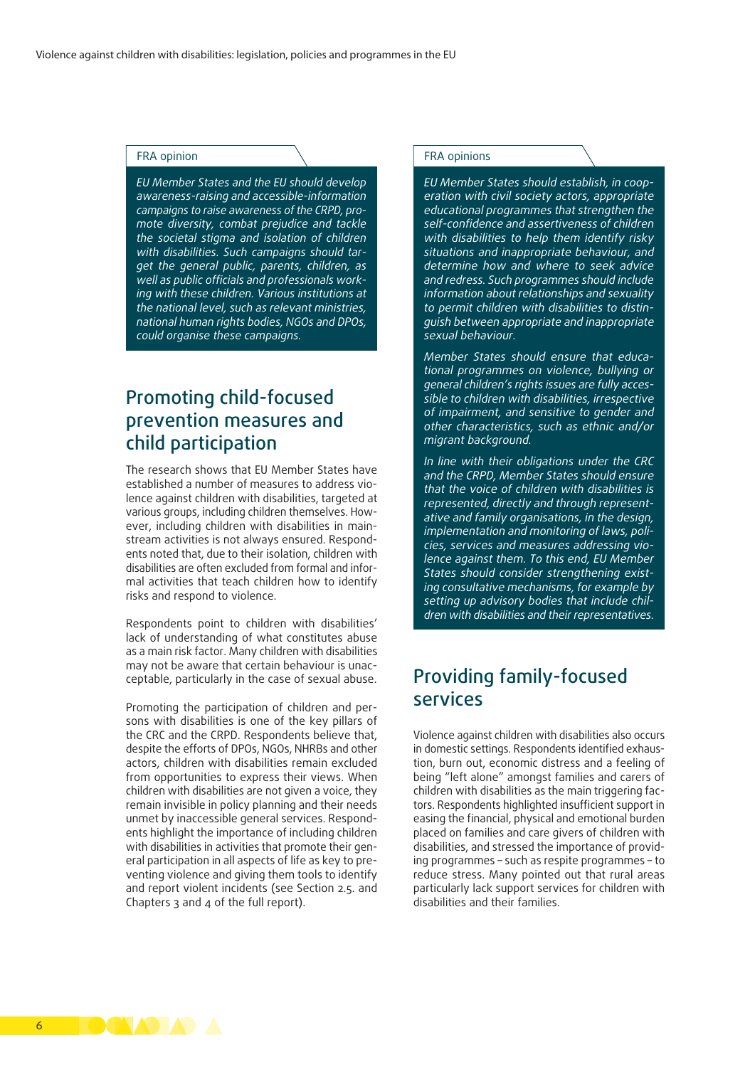**FRA opinion**

*EU Member States and the EU should develop awareness-raising and accessible-information campaigns to raise awareness of the CRPD, promote diversity, combat prejudice and tackle the societal stigma and isolation of children with disabilities. Such campaigns should target the general public, parents, children, as well as public officials and professionals working with these children. Various institutions at the national level, such as relevant ministries, national human rights bodies, NGOs and DPOs, could organise these campaigns.*

## Promoting child-focused prevention measures and child participation

The research shows that EU Member States have established a number of measures to address violence against children with disabilities, targeted at various groups, including children themselves. However, including children with disabilities in mainstream activities is not always ensured. Respondents noted that, due to their isolation, children with disabilities are often excluded from formal and informal activities that teach children how to identify risks and respond to violence.

Respondents point to children with disabilities' lack of understanding of what constitutes abuse as a main risk factor. Many children with disabilities may not be aware that certain behaviour is unacceptable, particularly in the case of sexual abuse.

Promoting the participation of children and persons with disabilities is one of the key pillars of the CRC and the CRPD. Respondents believe that, despite the efforts of DPOs, NGOs, NHRBs and other actors, children with disabilities remain excluded from opportunities to express their views. When children with disabilities are not given a voice, they remain invisible in policy planning and their needs unmet by inaccessible general services. Respondents highlight the importance of including children with disabilities in activities that promote their general participation in all aspects of life as key to preventing violence and giving them tools to identify and report violent incidents (see Section 2.5. and Chapters 3 and 4 of the full report).

**FRA opinions**

*EU Member States should establish, in cooperation with civil society actors, appropriate educational programmes that strengthen the self-confidence and assertiveness of children with disabilities to help them identify risky situations and inappropriate behaviour, and determine how and where to seek advice and redress. Such programmes should include information about relationships and sexuality to permit children with disabilities to distinguish between appropriate and inappropriate sexual behaviour.*

*Member States should ensure that educational programmes on violence, bullying or general children's rights issues are fully accessible to children with disabilities, irrespective of impairment, and sensitive to gender and other characteristics, such as ethnic and/or migrant background.*

*In line with their obligations under the CRC and the CRPD, Member States should ensure that the voice of children with disabilities is represented, directly and through representative and family organisations, in the design, implementation and monitoring of laws, policies, services and measures addressing violence against them. To this end, EU Member States should consider strengthening existing consultative mechanisms, for example by setting up advisory bodies that include children with disabilities and their representatives.*

## Providing family-focused services

Violence against children with disabilities also occurs in domestic settings. Respondents identified exhaustion, burn out, economic distress and a feeling of being "left alone" amongst families and carers of children with disabilities as the main triggering factors. Respondents highlighted insufficient support in easing the financial, physical and emotional burden placed on families and care givers of children with disabilities, and stressed the importance of providing programmes – such as respite programmes – to reduce stress. Many pointed out that rural areas particularly lack support services for children with disabilities and their families.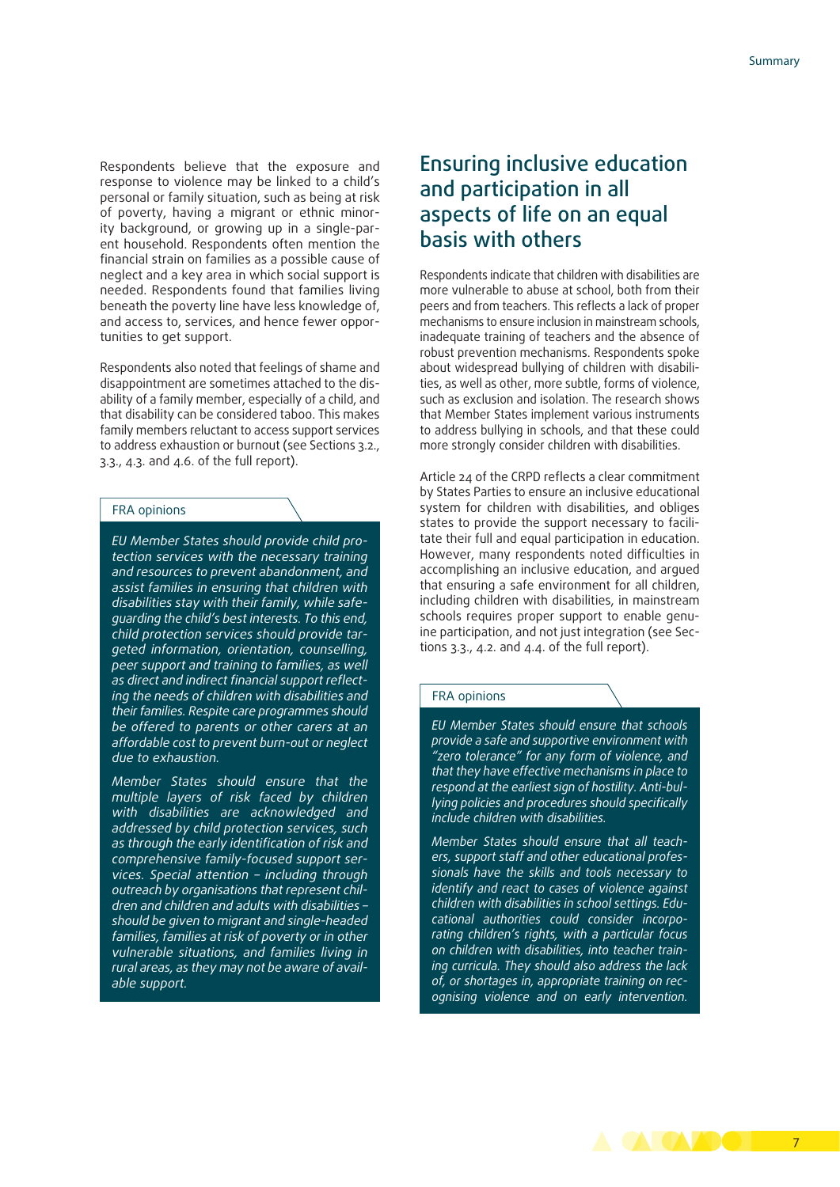Respondents believe that the exposure and response to violence may be linked to a child's personal or family situation, such as being at risk of poverty, having a migrant or ethnic minority background, or growing up in a single-parent household. Respondents often mention the financial strain on families as a possible cause of neglect and a key area in which social support is needed. Respondents found that families living beneath the poverty line have less knowledge of, and access to, services, and hence fewer opportunities to get support.

Respondents also noted that feelings of shame and disappointment are sometimes attached to the disability of a family member, especially of a child, and that disability can be considered taboo. This makes family members reluctant to access support services to address exhaustion or burnout (see Sections 3.2., 3.3., 4.3. and 4.6. of the full report).

**FRA opinions**

*EU Member States should provide child protection services with the necessary training and resources to prevent abandonment, and assist families in ensuring that children with disabilities stay with their family, while safeguarding the child's best interests. To this end, child protection services should provide targeted information, orientation, counselling, peer support and training to families, as well as direct and indirect financial support reflecting the needs of children with disabilities and their families. Respite care programmes should be offered to parents or other carers at an affordable cost to prevent burn-out or neglect due to exhaustion.*

*Member States should ensure that the multiple layers of risk faced by children with disabilities are acknowledged and addressed by child protection services, such as through the early identification of risk and comprehensive family-focused support services. Special attention – including through outreach by organisations that represent children and children and adults with disabilities – should be given to migrant and single-headed families, families at risk of poverty or in other vulnerable situations, and families living in rural areas, as they may not be aware of available support.*

## Ensuring inclusive education and participation in all aspects of life on an equal basis with others

Respondents indicate that children with disabilities are more vulnerable to abuse at school, both from their peers and from teachers. This reflects a lack of proper mechanisms to ensure inclusion in mainstream schools, inadequate training of teachers and the absence of robust prevention mechanisms. Respondents spoke about widespread bullying of children with disabilities, as well as other, more subtle, forms of violence, such as exclusion and isolation. The research shows that Member States implement various instruments to address bullying in schools, and that these could more strongly consider children with disabilities.

Article 24 of the CRPD reflects a clear commitment by States Parties to ensure an inclusive educational system for children with disabilities, and obliges states to provide the support necessary to facilitate their full and equal participation in education. However, many respondents noted difficulties in accomplishing an inclusive education, and argued that ensuring a safe environment for all children, including children with disabilities, in mainstream schools requires proper support to enable genuine participation, and not just integration (see Sections 3.3., 4.2. and 4.4. of the full report).

**FRA opinions**

*EU Member States should ensure that schools provide a safe and supportive environment with "zero tolerance" for any form of violence, and that they have effective mechanisms in place to respond at the earliest sign of hostility. Anti-bullying policies and procedures should specifically include children with disabilities.*

*Member States should ensure that all teachers, support staff and other educational professionals have the skills and tools necessary to identify and react to cases of violence against children with disabilities in school settings. Educational authorities could consider incorporating children's rights, with a particular focus on children with disabilities, into teacher training curricula. They should also address the lack of, or shortages in, appropriate training on recognising violence and on early intervention.*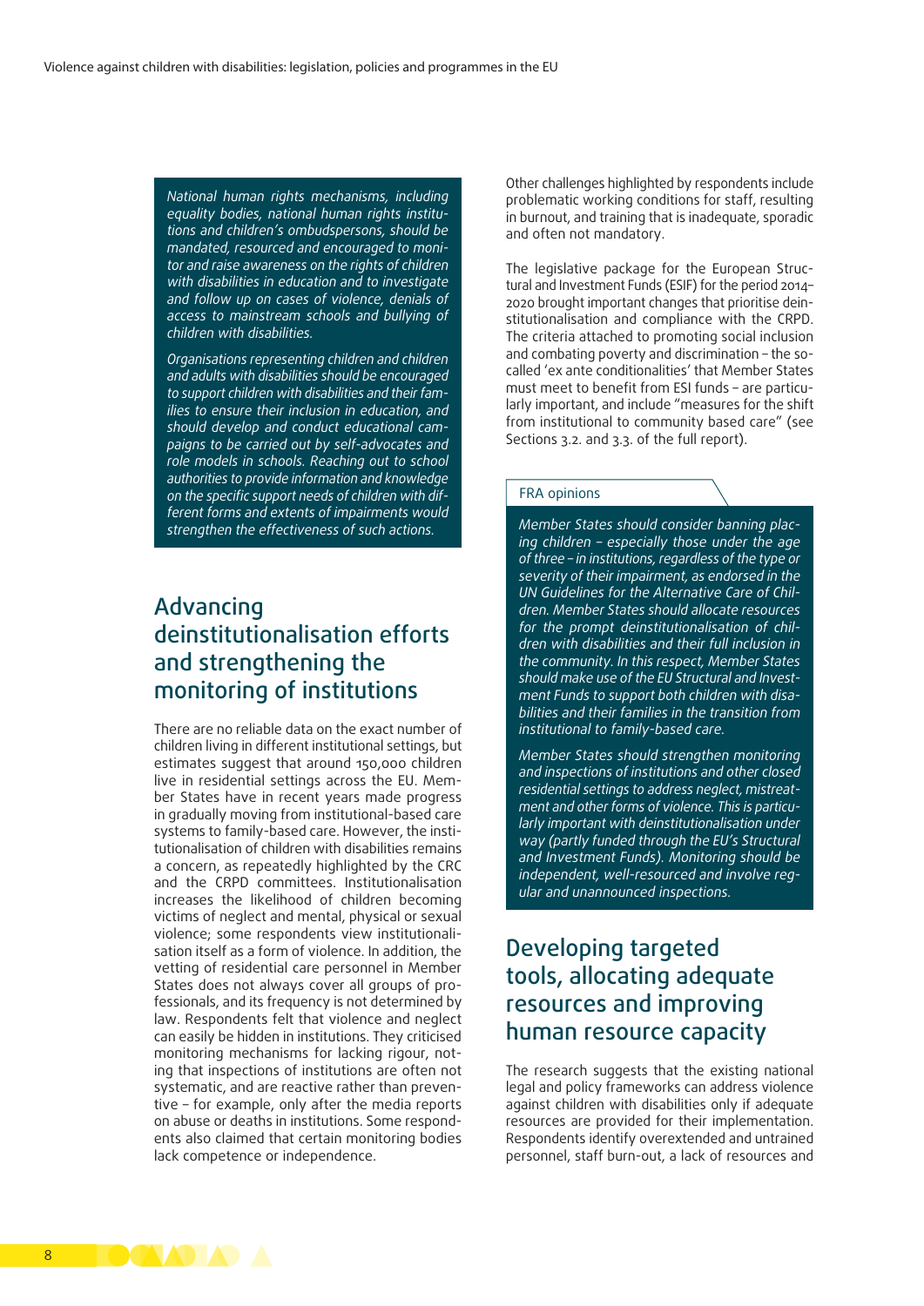*National human rights mechanisms, including equality bodies, national human rights institutions and children's ombudspersons, should be mandated, resourced and encouraged to monitor and raise awareness on the rights of children with disabilities in education and to investigate and follow up on cases of violence, denials of access to mainstream schools and bullying of children with disabilities.*

*Organisations representing children and children and adults with disabilities should be encouraged to support children with disabilities and their families to ensure their inclusion in education, and should develop and conduct educational campaigns to be carried out by self-advocates and role models in schools. Reaching out to school authorities to provide information and knowledge on the specific support needs of children with different forms and extents of impairments would strengthen the effectiveness of such actions.*

## Advancing deinstitutionalisation efforts and strengthening the monitoring of institutions

There are no reliable data on the exact number of children living in different institutional settings, but estimates suggest that around 150,000 children live in residential settings across the EU. Member States have in recent years made progress in gradually moving from institutional-based care systems to family-based care. However, the institutionalisation of children with disabilities remains a concern, as repeatedly highlighted by the CRC and the CRPD committees. Institutionalisation increases the likelihood of children becoming victims of neglect and mental, physical or sexual violence; some respondents view institutionalisation itself as a form of violence. In addition, the vetting of residential care personnel in Member States does not always cover all groups of professionals, and its frequency is not determined by law. Respondents felt that violence and neglect can easily be hidden in institutions. They criticised monitoring mechanisms for lacking rigour, noting that inspections of institutions are often not systematic, and are reactive rather than preventive – for example, only after the media reports on abuse or deaths in institutions. Some respondents also claimed that certain monitoring bodies lack competence or independence.

Other challenges highlighted by respondents include problematic working conditions for staff, resulting in burnout, and training that is inadequate, sporadic and often not mandatory.

The legislative package for the European Structural and Investment Funds (ESIF) for the period 2014–2020 brought important changes that prioritise deinstitutionalisation and compliance with the CRPD. The criteria attached to promoting social inclusion and combating poverty and discrimination – the so-called 'ex ante conditionalities' that Member States must meet to benefit from ESI funds – are particularly important, and include "measures for the shift from institutional to community based care" (see Sections 3.2. and 3.3. of the full report).

**FRA opinions**

*Member States should consider banning placing children – especially those under the age of three – in institutions, regardless of the type or severity of their impairment, as endorsed in the UN Guidelines for the Alternative Care of Children. Member States should allocate resources for the prompt deinstitutionalisation of children with disabilities and their full inclusion in the community. In this respect, Member States should make use of the EU Structural and Investment Funds to support both children with disabilities and their families in the transition from institutional to family-based care.*

*Member States should strengthen monitoring and inspections of institutions and other closed residential settings to address neglect, mistreatment and other forms of violence. This is particularly important with deinstitutionalisation under way (partly funded through the EU's Structural and Investment Funds). Monitoring should be independent, well-resourced and involve regular and unannounced inspections.*

## Developing targeted tools, allocating adequate resources and improving human resource capacity

The research suggests that the existing national legal and policy frameworks can address violence against children with disabilities only if adequate resources are provided for their implementation. Respondents identify overextended and untrained personnel, staff burn-out, a lack of resources and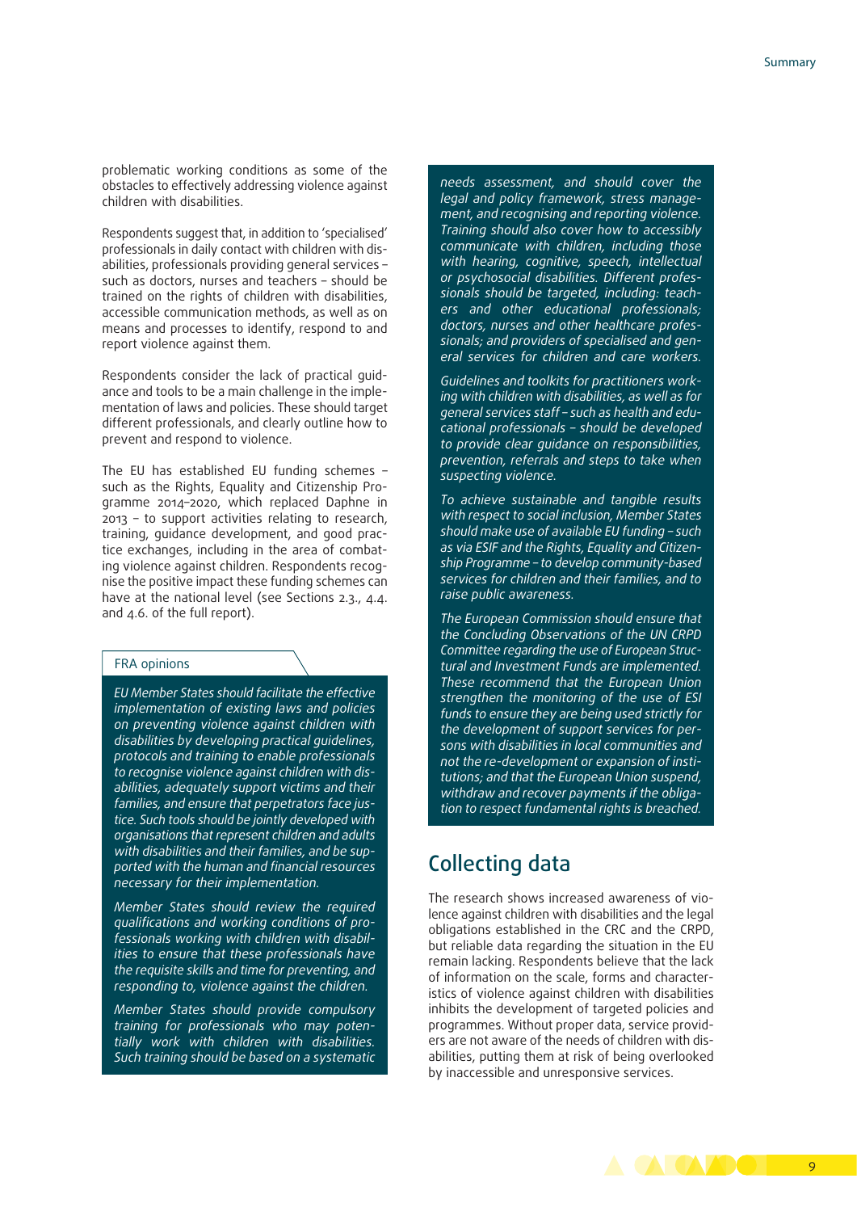problematic working conditions as some of the obstacles to effectively addressing violence against children with disabilities.

Respondents suggest that, in addition to 'specialised' professionals in daily contact with children with disabilities, professionals providing general services – such as doctors, nurses and teachers – should be trained on the rights of children with disabilities, accessible communication methods, as well as on means and processes to identify, respond to and report violence against them.

Respondents consider the lack of practical guidance and tools to be a main challenge in the implementation of laws and policies. These should target different professionals, and clearly outline how to prevent and respond to violence.

The EU has established EU funding schemes – such as the Rights, Equality and Citizenship Programme 2014–2020, which replaced Daphne in 2013 – to support activities relating to research, training, guidance development, and good practice exchanges, including in the area of combating violence against children. Respondents recognise the positive impact these funding schemes can have at the national level (see Sections 2.3., 4.4. and 4.6. of the full report).

**FRA opinions**

*EU Member States should facilitate the effective implementation of existing laws and policies on preventing violence against children with disabilities by developing practical guidelines, protocols and training to enable professionals to recognise violence against children with disabilities, adequately support victims and their families, and ensure that perpetrators face justice. Such tools should be jointly developed with organisations that represent children and adults with disabilities and their families, and be supported with the human and financial resources necessary for their implementation.*

*Member States should review the required qualifications and working conditions of professionals working with children with disabilities to ensure that these professionals have the requisite skills and time for preventing, and responding to, violence against the children.*

*Member States should provide compulsory training for professionals who may potentially work with children with disabilities. Such training should be based on a systematic needs assessment, and should cover the legal and policy framework, stress management, and recognising and reporting violence. Training should also cover how to accessibly communicate with children, including those with hearing, cognitive, speech, intellectual or psychosocial disabilities. Different professionals should be targeted, including: teachers and other educational professionals; doctors, nurses and other healthcare professionals; and providers of specialised and general services for children and care workers.*

*Guidelines and toolkits for practitioners working with children with disabilities, as well as for general services staff – such as health and educational professionals – should be developed to provide clear guidance on responsibilities, prevention, referrals and steps to take when suspecting violence.*

*To achieve sustainable and tangible results with respect to social inclusion, Member States should make use of available EU funding – such as via ESIF and the Rights, Equality and Citizenship Programme – to develop community-based services for children and their families, and to raise public awareness.*

*The European Commission should ensure that the Concluding Observations of the UN CRPD Committee regarding the use of European Structural and Investment Funds are implemented. These recommend that the European Union strengthen the monitoring of the use of ESI funds to ensure they are being used strictly for the development of support services for persons with disabilities in local communities and not the re-development or expansion of institutions; and that the European Union suspend, withdraw and recover payments if the obligation to respect fundamental rights is breached.*

## Collecting data

The research shows increased awareness of violence against children with disabilities and the legal obligations established in the CRC and the CRPD, but reliable data regarding the situation in the EU remain lacking. Respondents believe that the lack of information on the scale, forms and characteristics of violence against children with disabilities inhibits the development of targeted policies and programmes. Without proper data, service providers are not aware of the needs of children with disabilities, putting them at risk of being overlooked by inaccessible and unresponsive services.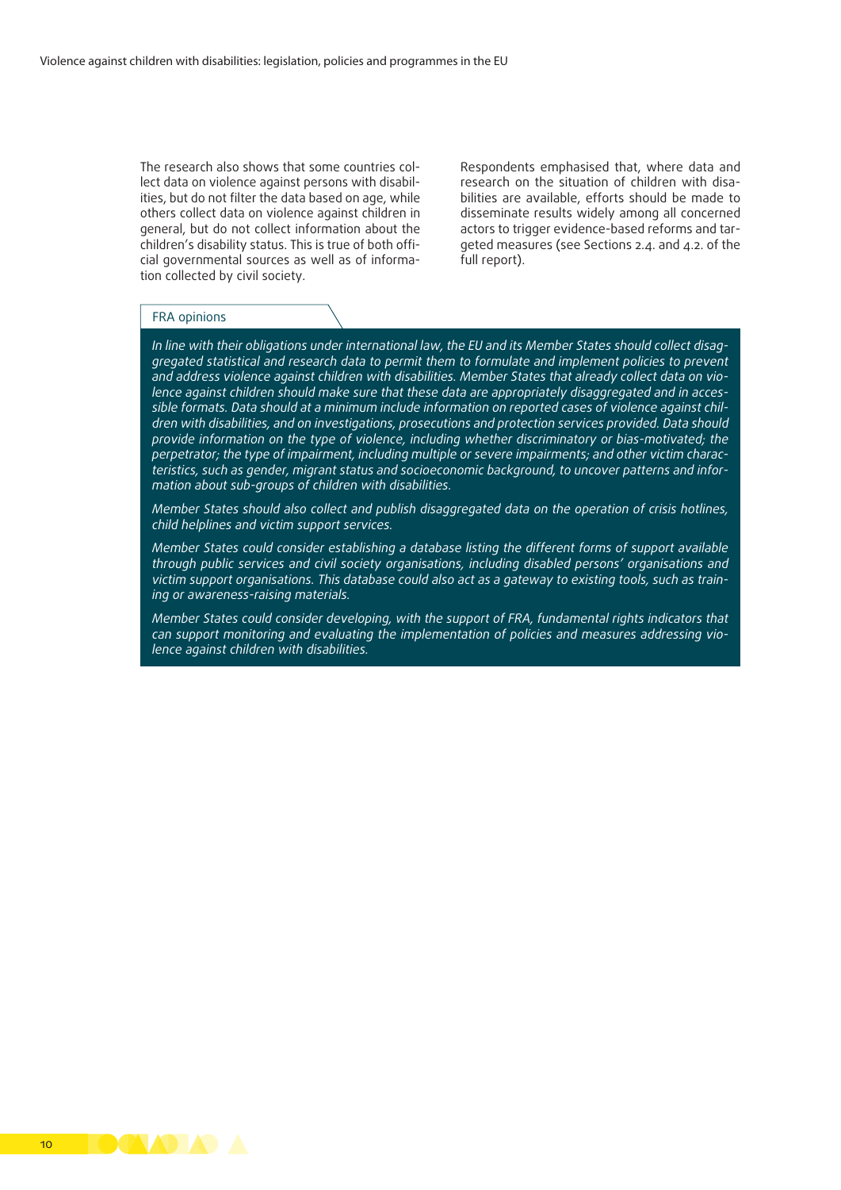The research also shows that some countries collect data on violence against persons with disabilities, but do not filter the data based on age, while others collect data on violence against children in general, but do not collect information about the children's disability status. This is true of both official governmental sources as well as of information collected by civil society.

Respondents emphasised that, where data and research on the situation of children with disabilities are available, efforts should be made to disseminate results widely among all concerned actors to trigger evidence-based reforms and targeted measures (see Sections 2.4. and 4.2. of the full report).

**FRA opinions**

*In line with their obligations under international law, the EU and its Member States should collect disaggregated statistical and research data to permit them to formulate and implement policies to prevent and address violence against children with disabilities. Member States that already collect data on violence against children should make sure that these data are appropriately disaggregated and in accessible formats. Data should at a minimum include information on reported cases of violence against children with disabilities, and on investigations, prosecutions and protection services provided. Data should provide information on the type of violence, including whether discriminatory or bias-motivated; the perpetrator; the type of impairment, including multiple or severe impairments; and other victim characteristics, such as gender, migrant status and socioeconomic background, to uncover patterns and information about sub-groups of children with disabilities.*

*Member States should also collect and publish disaggregated data on the operation of crisis hotlines, child helplines and victim support services.*

*Member States could consider establishing a database listing the different forms of support available through public services and civil society organisations, including disabled persons' organisations and victim support organisations. This database could also act as a gateway to existing tools, such as training or awareness-raising materials.*

*Member States could consider developing, with the support of FRA, fundamental rights indicators that can support monitoring and evaluating the implementation of policies and measures addressing violence against children with disabilities.*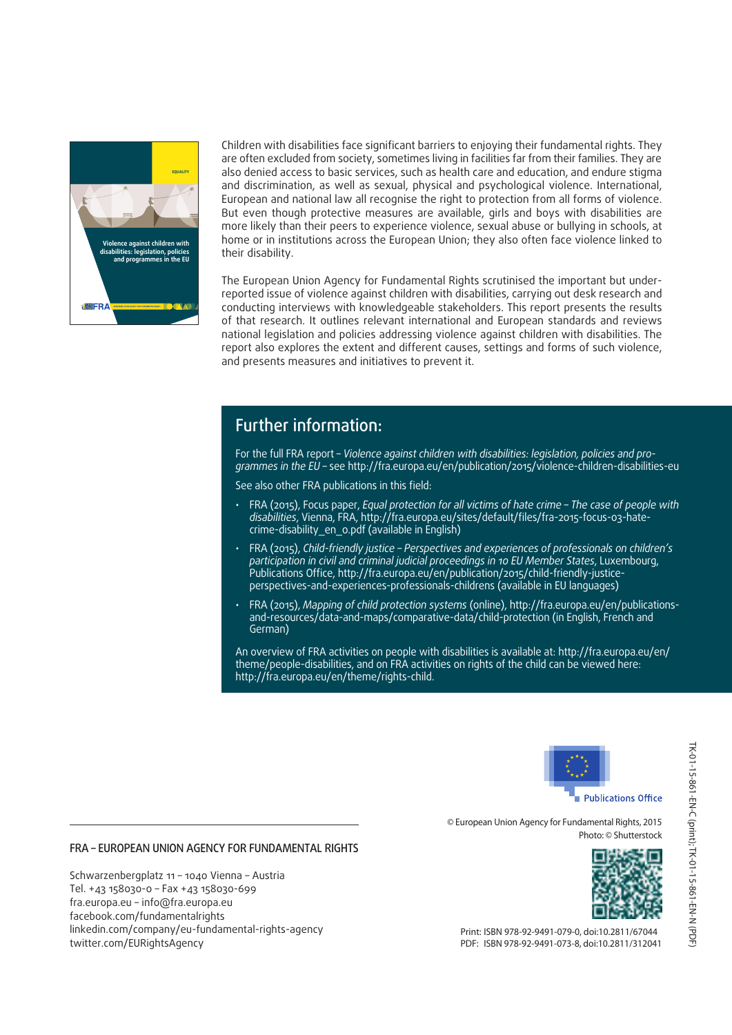Children with disabilities face significant barriers to enjoying their fundamental rights. They are often excluded from society, sometimes living in facilities far from their families. They are also denied access to basic services, such as health care and education, and endure stigma and discrimination, as well as sexual, physical and psychological violence. International, European and national law all recognise the right to protection from all forms of violence. But even though protective measures are available, girls and boys with disabilities are more likely than their peers to experience violence, sexual abuse or bullying in schools, at home or in institutions across the European Union; they also often face violence linked to their disability.

The European Union Agency for Fundamental Rights scrutinised the important but under-reported issue of violence against children with disabilities, carrying out desk research and conducting interviews with knowledgeable stakeholders. This report presents the results of that research. It outlines relevant international and European standards and reviews national legislation and policies addressing violence against children with disabilities. The report also explores the extent and different causes, settings and forms of such violence, and presents measures and initiatives to prevent it.

## Further information:

For the full FRA report – *Violence against children with disabilities: legislation, policies and programmes in the EU* – see http://fra.europa.eu/en/publication/2015/violence-children-disabilities-eu

See also other FRA publications in this field:

- FRA (2015), Focus paper, *Equal protection for all victims of hate crime – The case of people with disabilities*, Vienna, FRA, http://fra.europa.eu/sites/default/files/fra-2015-focus-03-hate-crime-disability_en_0.pdf (available in English)
- FRA (2015), *Child-friendly justice – Perspectives and experiences of professionals on children's participation in civil and criminal judicial proceedings in 10 EU Member States*, Luxembourg, Publications Office, http://fra.europa.eu/en/publication/2015/child-friendly-justice-perspectives-and-experiences-professionals-childrens (available in EU languages)
- FRA (2015), *Mapping of child protection systems* (online), http://fra.europa.eu/en/publications-and-resources/data-and-maps/comparative-data/child-protection (in English, French and German)

An overview of FRA activities on people with disabilities is available at: http://fra.europa.eu/en/theme/people-disabilities, and on FRA activities on rights of the child can be viewed here: http://fra.europa.eu/en/theme/rights-child.

Publications Office

© European Union Agency for Fundamental Rights, 2015
Photo: © Shutterstock

**FRA – EUROPEAN UNION AGENCY FOR FUNDAMENTAL RIGHTS**

Schwarzenbergplatz 11 – 1040 Vienna – Austria
Tel. +43 158030-0 – Fax +43 158030-699
fra.europa.eu – info@fra.europa.eu
facebook.com/fundamentalrights
linkedin.com/company/eu-fundamental-rights-agency
twitter.com/EURightsAgency

Print: ISBN 978-92-9491-079-0, doi:10.2811/67044
PDF: ISBN 978-92-9491-073-8, doi:10.2811/312041

TK-01-15-861-EN-C (print); TK-01-15-861-EN-N (PDF)